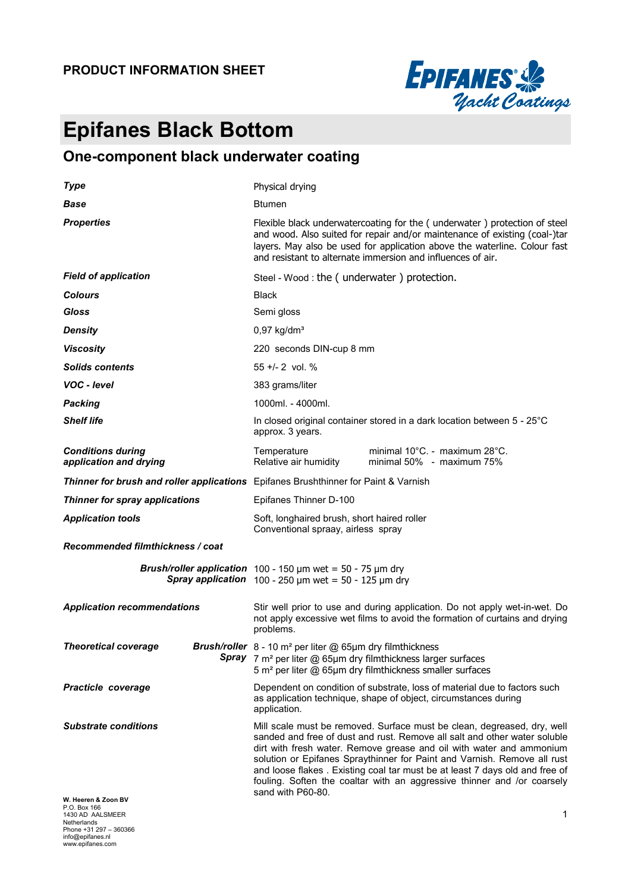**PRODUCT INFORMATION SHEET**

# Epifanes Black Bottom

## One-component black underwater coating

| | |
|---|---|
| ***Type*** | Physical drying |
| ***Base*** | Btumen |
| ***Properties*** | Flexible black underwatercoating for the ( underwater ) protection of steel and wood. Also suited for repair and/or maintenance of existing (coal-)tar layers. May also be used for application above the waterline. Colour fast and resistant to alternate immersion and influences of air. |
| ***Field of application*** | Steel - Wood : the ( underwater ) protection. |
| ***Colours*** | Black |
| ***Gloss*** | Semi gloss |
| ***Density*** | 0,97 kg/dm³ |
| ***Viscosity*** | 220 seconds DIN-cup 8 mm |
| ***Solids contents*** | 55 +/- 2 vol. % |
| ***VOC - level*** | 383 grams/liter |
| ***Packing*** | 1000ml. - 4000ml. |
| ***Shelf life*** | In closed original container stored in a dark location between 5 - 25°C approx. 3 years. |
| ***Conditions during application and drying*** | Temperature minimal 10°C. - maximum 28°C.<br>Relative air humidity minimal 50% - maximum 75% |
| ***Thinner for brush and roller applications*** | Epifanes Brushthinner for Paint & Varnish |
| ***Thinner for spray applications*** | Epifanes Thinner D-100 |
| ***Application tools*** | Soft, longhaired brush, short haired roller<br>Conventional spraay, airless spray |
| ***Recommended filmthickness / coat*** | |
| ***Brush/roller application*** | 100 - 150 µm wet = 50 - 75 µm dry |
| ***Spray application*** | 100 - 250 µm wet = 50 - 125 µm dry |
| ***Application recommendations*** | Stir well prior to use and during application. Do not apply wet-in-wet. Do not apply excessive wet films to avoid the formation of curtains and drying problems. |
| ***Theoretical coverage*** — ***Brush/roller*** | 8 - 10 m² per liter @ 65µm dry filmthickness |
| ***Spray*** | 7 m² per liter @ 65µm dry filmthickness larger surfaces<br>5 m² per liter @ 65µm dry filmthickness smaller surfaces |
| ***Practicle coverage*** | Dependent on condition of substrate, loss of material due to factors such as application technique, shape of object, circumstances during application. |
| ***Substrate conditions*** | Mill scale must be removed. Surface must be clean, degreased, dry, well sanded and free of dust and rust. Remove all salt and other water soluble dirt with fresh water. Remove grease and oil with water and ammonium solution or Epifanes Spraythinner for Paint and Varnish. Remove all rust and loose flakes . Existing coal tar must be at least 7 days old and free of fouling. Soften the coaltar with an aggressive thinner and /or coarsely sand with P60-80. |

**W. Heeren & Zoon BV**
P.O. Box 166
1430 AD AALSMEER
Netherlands
Phone +31 297 – 360366
info@epifanes.nl
www.epifanes.com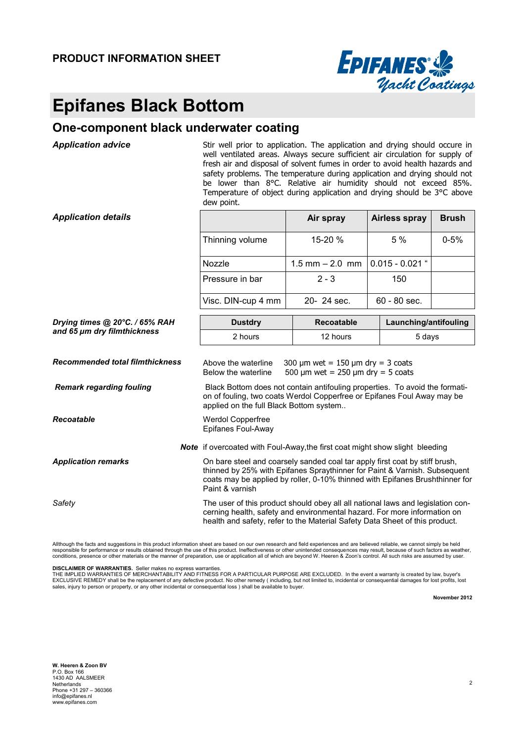PRODUCT INFORMATION SHEET

# Epifanes Black Bottom

## One-component black underwater coating

***Application advice***

Stir well prior to application. The application and drying should occure in well ventilated areas. Always secure sufficient air circulation for supply of fresh air and disposal of solvent fumes in order to avoid health hazards and safety problems. The temperature during application and drying should not be lower than 8°C. Relative air humidity should not exceed 85%. Temperature of object during application and drying should be 3°C above dew point.

***Application details***

| | Air spray | Airless spray | Brush |
|---|---|---|---|
| Thinning volume | 15-20 % | 5 % | 0-5% |
| Nozzle | 1.5 mm – 2.0 mm | 0.015 - 0.021 " | |
| Pressure in bar | 2 - 3 | 150 | |
| Visc. DIN-cup 4 mm | 20- 24 sec. | 60 - 80 sec. | |

***Drying times @ 20°C. / 65% RAH and 65 µm dry filmthickness***

| Dustdry | Recoatable | Launching/antifouling |
|---|---|---|
| 2 hours | 12 hours | 5 days |

***Recommended total filmthickness***

Above the waterline 300 µm wet = 150 µm dry = 3 coats
Below the waterline 500 µm wet = 250 µm dry = 5 coats

***Remark regarding fouling***

Black Bottom does not contain antifouling properties. To avoid the formation of fouling, two coats Werdol Copperfree or Epifanes Foul Away may be applied on the full Black Bottom system..

***Recoatable***

Werdol Copperfree
Epifanes Foul-Away

***Note*** if overcoated with Foul-Away,the first coat might show slight bleeding

***Application remarks***

On bare steel and coarsely sanded coal tar apply first coat by stiff brush, thinned by 25% with Epifanes Spraythinner for Paint & Varnish. Subsequent coats may be applied by roller, 0-10% thinned with Epifanes Brushthinner for Paint & varnish

*Safety*

The user of this product should obey all all national laws and legislation concerning health, safety and environmental hazard. For more information on health and safety, refer to the Material Safety Data Sheet of this product.

Allthough the facts and suggestions in this product information sheet are based on our own research and field experiences and are believed reliable, we cannot simply be held responsible for performance or results obtained through the use of this product. Ineffectiveness or other unintended consequences may result, because of such factors as weather, conditions, presence or other materials or the manner of preparation, use or application all of which are beyond W. Heeren & Zoon's control. All such risks are assumed by user.

**DISCLAIMER OF WARRANTIES.** Seller makes no express warranties.
THE IMPLIED WARRANTIES OF MERCHANTABILITY AND FITNESS FOR A PARTICULAR PURPOSE ARE EXCLUDED. In the event a warranty is created by law, buyer's EXCLUSIVE REMEDY shall be the replacement of any defective product. No other remedy ( including, but not limited to, incidental or consequential damages for lost profits, lost sales, injury to person or property, or any other incidental or consequential loss ) shall be available to buyer.

**November 2012**

**W. Heeren & Zoon BV**
P.O. Box 166
1430 AD AALSMEER
Netherlands
Phone +31 297 – 360366
info@epifanes.nl
www.epifanes.com